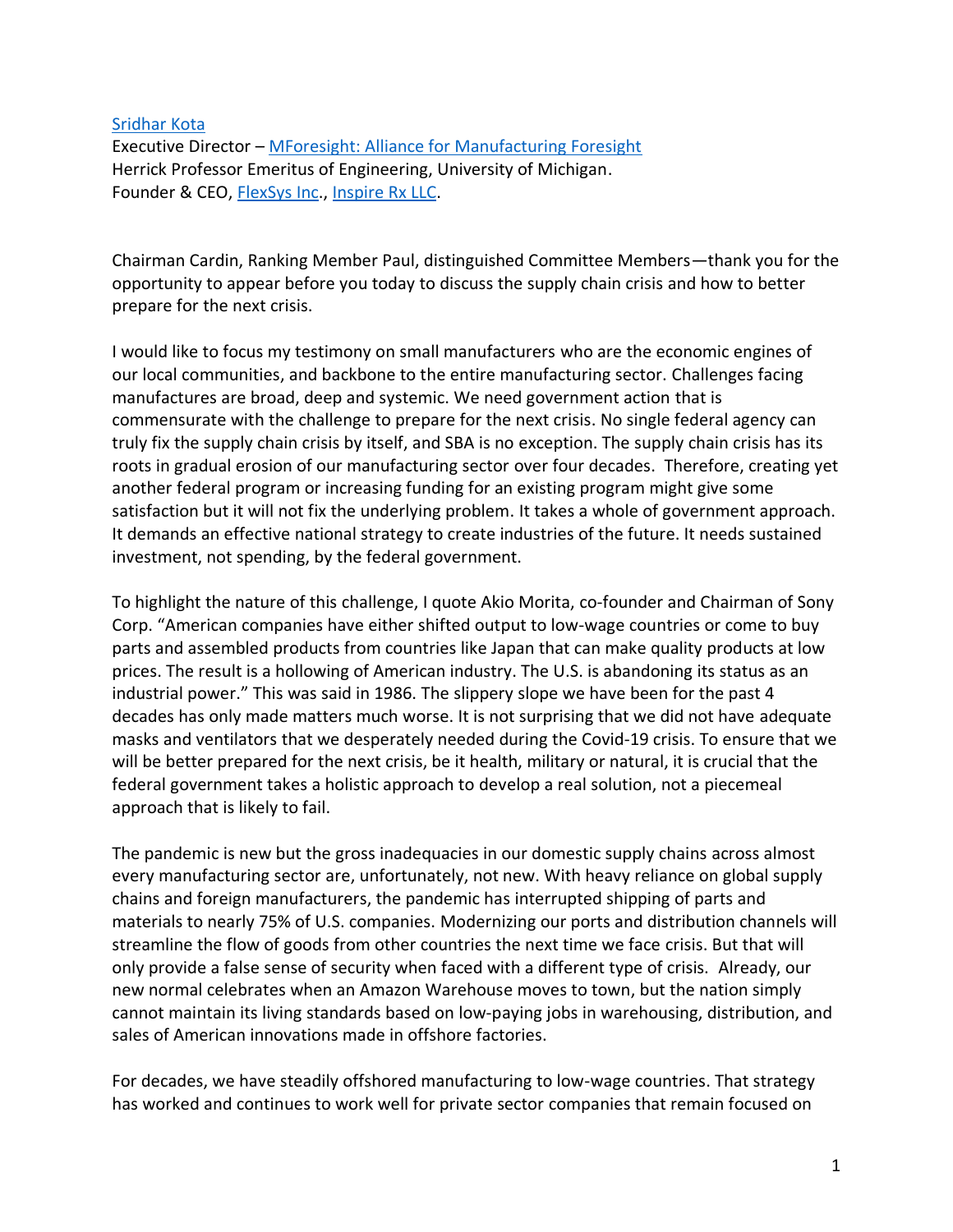[Sridhar Kota](#)
Executive Director – [MForesight: Alliance for Manufacturing Foresight](#)
Herrick Professor Emeritus of Engineering, University of Michigan.
Founder & CEO, [FlexSys Inc](#)., [Inspire Rx LLC](#).

Chairman Cardin, Ranking Member Paul, distinguished Committee Members—thank you for the opportunity to appear before you today to discuss the supply chain crisis and how to better prepare for the next crisis.

I would like to focus my testimony on small manufacturers who are the economic engines of our local communities, and backbone to the entire manufacturing sector. Challenges facing manufactures are broad, deep and systemic. We need government action that is commensurate with the challenge to prepare for the next crisis. No single federal agency can truly fix the supply chain crisis by itself, and SBA is no exception. The supply chain crisis has its roots in gradual erosion of our manufacturing sector over four decades. Therefore, creating yet another federal program or increasing funding for an existing program might give some satisfaction but it will not fix the underlying problem. It takes a whole of government approach. It demands an effective national strategy to create industries of the future. It needs sustained investment, not spending, by the federal government.

To highlight the nature of this challenge, I quote Akio Morita, co-founder and Chairman of Sony Corp. "American companies have either shifted output to low-wage countries or come to buy parts and assembled products from countries like Japan that can make quality products at low prices. The result is a hollowing of American industry. The U.S. is abandoning its status as an industrial power." This was said in 1986. The slippery slope we have been for the past 4 decades has only made matters much worse. It is not surprising that we did not have adequate masks and ventilators that we desperately needed during the Covid-19 crisis. To ensure that we will be better prepared for the next crisis, be it health, military or natural, it is crucial that the federal government takes a holistic approach to develop a real solution, not a piecemeal approach that is likely to fail.

The pandemic is new but the gross inadequacies in our domestic supply chains across almost every manufacturing sector are, unfortunately, not new. With heavy reliance on global supply chains and foreign manufacturers, the pandemic has interrupted shipping of parts and materials to nearly 75% of U.S. companies. Modernizing our ports and distribution channels will streamline the flow of goods from other countries the next time we face crisis. But that will only provide a false sense of security when faced with a different type of crisis. Already, our new normal celebrates when an Amazon Warehouse moves to town, but the nation simply cannot maintain its living standards based on low-paying jobs in warehousing, distribution, and sales of American innovations made in offshore factories.

For decades, we have steadily offshored manufacturing to low-wage countries. That strategy has worked and continues to work well for private sector companies that remain focused on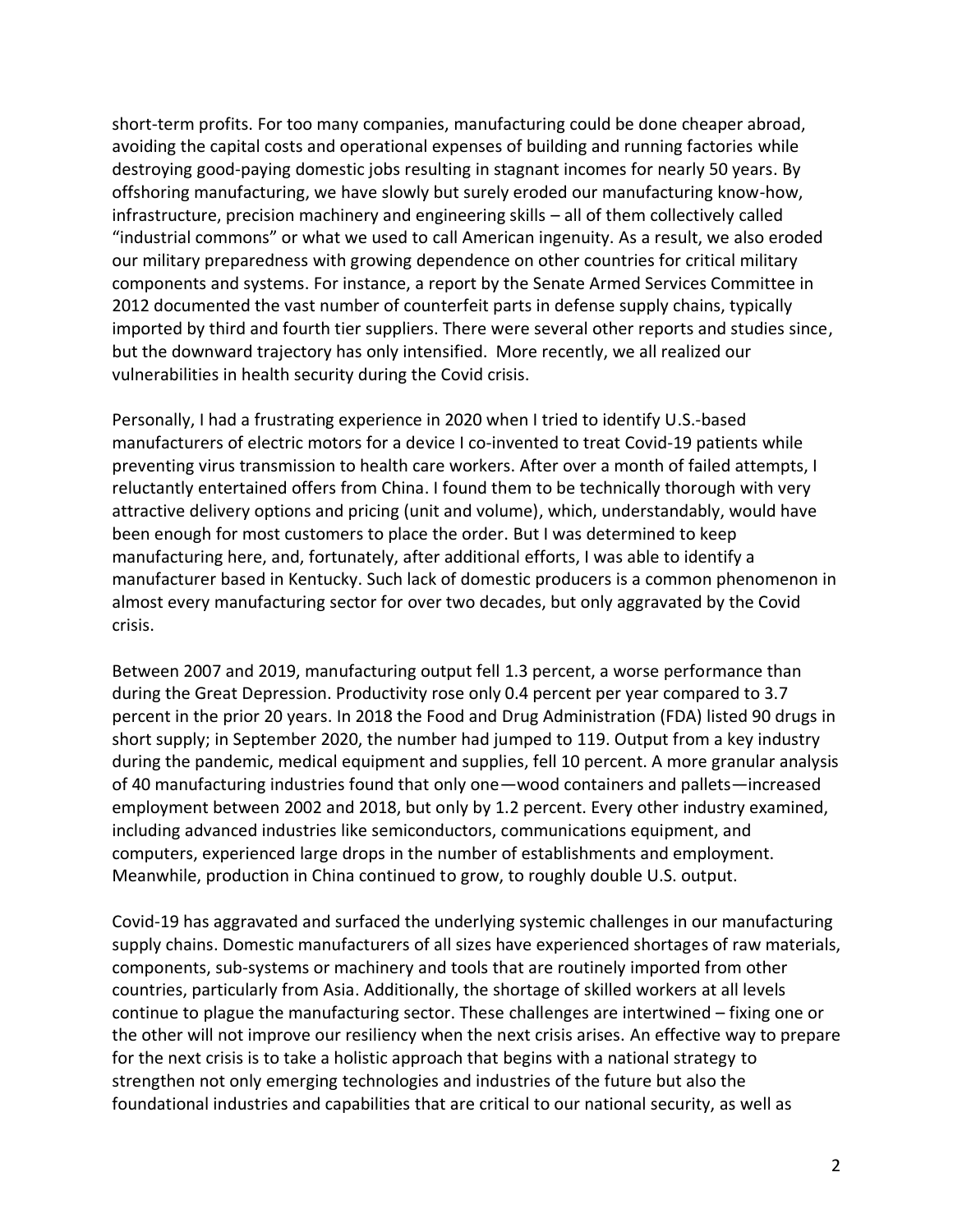short-term profits. For too many companies, manufacturing could be done cheaper abroad, avoiding the capital costs and operational expenses of building and running factories while destroying good-paying domestic jobs resulting in stagnant incomes for nearly 50 years. By offshoring manufacturing, we have slowly but surely eroded our manufacturing know-how, infrastructure, precision machinery and engineering skills – all of them collectively called "industrial commons" or what we used to call American ingenuity. As a result, we also eroded our military preparedness with growing dependence on other countries for critical military components and systems. For instance, a report by the Senate Armed Services Committee in 2012 documented the vast number of counterfeit parts in defense supply chains, typically imported by third and fourth tier suppliers. There were several other reports and studies since, but the downward trajectory has only intensified. More recently, we all realized our vulnerabilities in health security during the Covid crisis.

Personally, I had a frustrating experience in 2020 when I tried to identify U.S.-based manufacturers of electric motors for a device I co-invented to treat Covid-19 patients while preventing virus transmission to health care workers. After over a month of failed attempts, I reluctantly entertained offers from China. I found them to be technically thorough with very attractive delivery options and pricing (unit and volume), which, understandably, would have been enough for most customers to place the order. But I was determined to keep manufacturing here, and, fortunately, after additional efforts, I was able to identify a manufacturer based in Kentucky. Such lack of domestic producers is a common phenomenon in almost every manufacturing sector for over two decades, but only aggravated by the Covid crisis.

Between 2007 and 2019, manufacturing output fell 1.3 percent, a worse performance than during the Great Depression. Productivity rose only 0.4 percent per year compared to 3.7 percent in the prior 20 years. In 2018 the Food and Drug Administration (FDA) listed 90 drugs in short supply; in September 2020, the number had jumped to 119. Output from a key industry during the pandemic, medical equipment and supplies, fell 10 percent. A more granular analysis of 40 manufacturing industries found that only one—wood containers and pallets—increased employment between 2002 and 2018, but only by 1.2 percent. Every other industry examined, including advanced industries like semiconductors, communications equipment, and computers, experienced large drops in the number of establishments and employment. Meanwhile, production in China continued to grow, to roughly double U.S. output.

Covid-19 has aggravated and surfaced the underlying systemic challenges in our manufacturing supply chains. Domestic manufacturers of all sizes have experienced shortages of raw materials, components, sub-systems or machinery and tools that are routinely imported from other countries, particularly from Asia. Additionally, the shortage of skilled workers at all levels continue to plague the manufacturing sector. These challenges are intertwined – fixing one or the other will not improve our resiliency when the next crisis arises. An effective way to prepare for the next crisis is to take a holistic approach that begins with a national strategy to strengthen not only emerging technologies and industries of the future but also the foundational industries and capabilities that are critical to our national security, as well as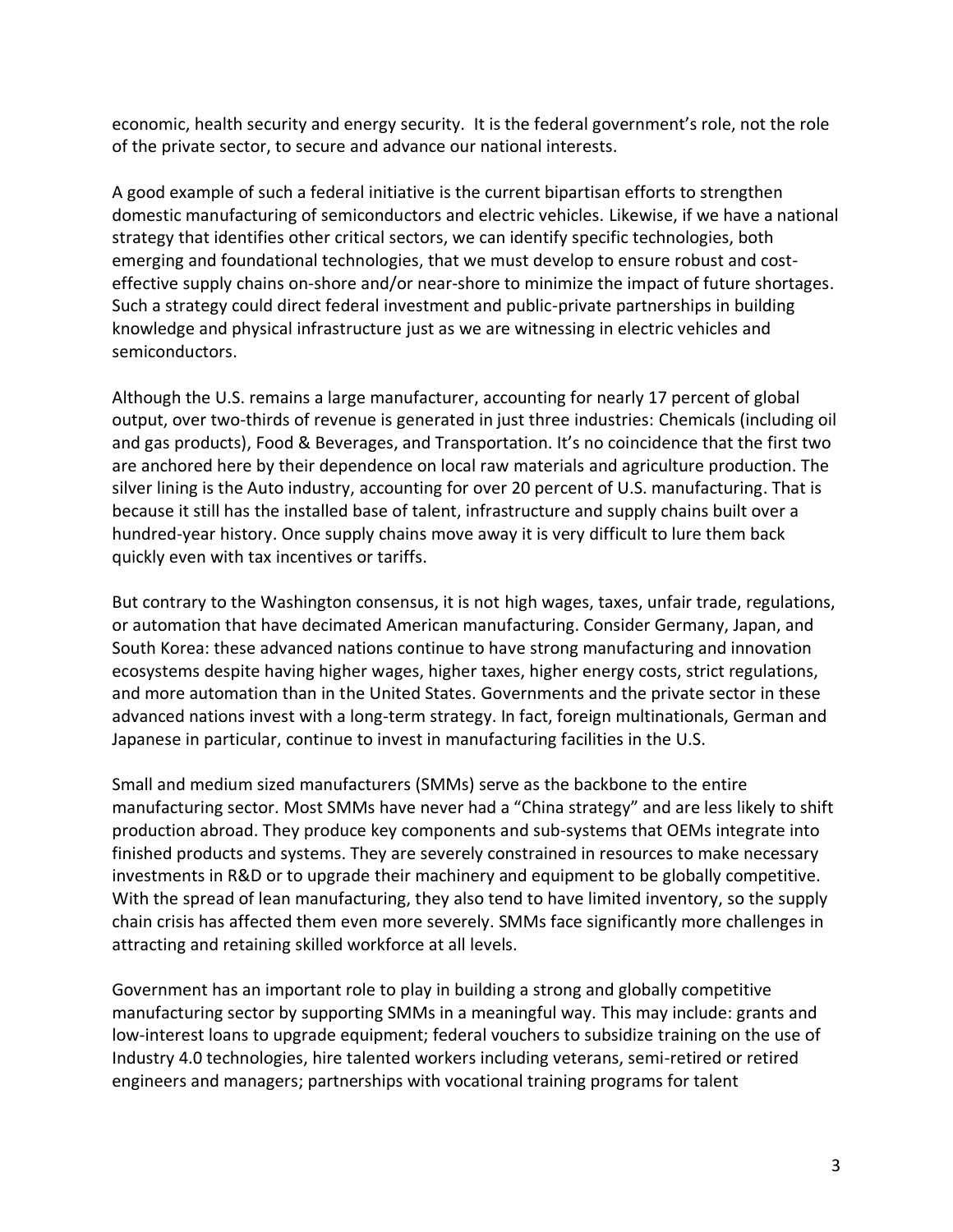economic, health security and energy security. It is the federal government's role, not the role of the private sector, to secure and advance our national interests.

A good example of such a federal initiative is the current bipartisan efforts to strengthen domestic manufacturing of semiconductors and electric vehicles. Likewise, if we have a national strategy that identifies other critical sectors, we can identify specific technologies, both emerging and foundational technologies, that we must develop to ensure robust and cost-effective supply chains on-shore and/or near-shore to minimize the impact of future shortages. Such a strategy could direct federal investment and public-private partnerships in building knowledge and physical infrastructure just as we are witnessing in electric vehicles and semiconductors.

Although the U.S. remains a large manufacturer, accounting for nearly 17 percent of global output, over two-thirds of revenue is generated in just three industries: Chemicals (including oil and gas products), Food & Beverages, and Transportation. It's no coincidence that the first two are anchored here by their dependence on local raw materials and agriculture production. The silver lining is the Auto industry, accounting for over 20 percent of U.S. manufacturing. That is because it still has the installed base of talent, infrastructure and supply chains built over a hundred-year history. Once supply chains move away it is very difficult to lure them back quickly even with tax incentives or tariffs.

But contrary to the Washington consensus, it is not high wages, taxes, unfair trade, regulations, or automation that have decimated American manufacturing. Consider Germany, Japan, and South Korea: these advanced nations continue to have strong manufacturing and innovation ecosystems despite having higher wages, higher taxes, higher energy costs, strict regulations, and more automation than in the United States. Governments and the private sector in these advanced nations invest with a long-term strategy. In fact, foreign multinationals, German and Japanese in particular, continue to invest in manufacturing facilities in the U.S.

Small and medium sized manufacturers (SMMs) serve as the backbone to the entire manufacturing sector. Most SMMs have never had a "China strategy" and are less likely to shift production abroad. They produce key components and sub-systems that OEMs integrate into finished products and systems. They are severely constrained in resources to make necessary investments in R&D or to upgrade their machinery and equipment to be globally competitive. With the spread of lean manufacturing, they also tend to have limited inventory, so the supply chain crisis has affected them even more severely. SMMs face significantly more challenges in attracting and retaining skilled workforce at all levels.

Government has an important role to play in building a strong and globally competitive manufacturing sector by supporting SMMs in a meaningful way. This may include: grants and low-interest loans to upgrade equipment; federal vouchers to subsidize training on the use of Industry 4.0 technologies, hire talented workers including veterans, semi-retired or retired engineers and managers; partnerships with vocational training programs for talent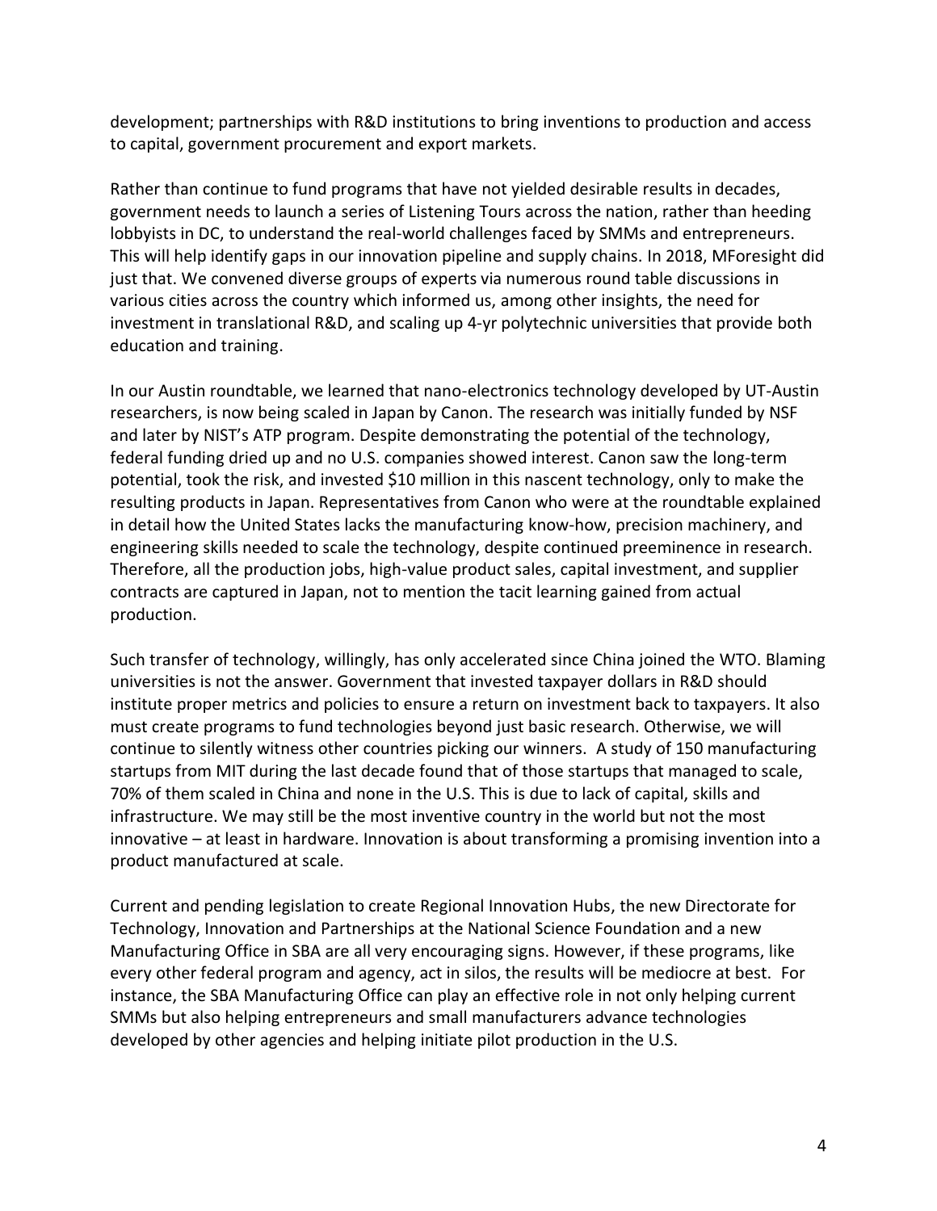development; partnerships with R&D institutions to bring inventions to production and access to capital, government procurement and export markets.

Rather than continue to fund programs that have not yielded desirable results in decades, government needs to launch a series of Listening Tours across the nation, rather than heeding lobbyists in DC, to understand the real-world challenges faced by SMMs and entrepreneurs. This will help identify gaps in our innovation pipeline and supply chains. In 2018, MForesight did just that. We convened diverse groups of experts via numerous round table discussions in various cities across the country which informed us, among other insights, the need for investment in translational R&D, and scaling up 4-yr polytechnic universities that provide both education and training.

In our Austin roundtable, we learned that nano-electronics technology developed by UT-Austin researchers, is now being scaled in Japan by Canon. The research was initially funded by NSF and later by NIST's ATP program. Despite demonstrating the potential of the technology, federal funding dried up and no U.S. companies showed interest. Canon saw the long-term potential, took the risk, and invested $10 million in this nascent technology, only to make the resulting products in Japan. Representatives from Canon who were at the roundtable explained in detail how the United States lacks the manufacturing know-how, precision machinery, and engineering skills needed to scale the technology, despite continued preeminence in research. Therefore, all the production jobs, high-value product sales, capital investment, and supplier contracts are captured in Japan, not to mention the tacit learning gained from actual production.

Such transfer of technology, willingly, has only accelerated since China joined the WTO. Blaming universities is not the answer. Government that invested taxpayer dollars in R&D should institute proper metrics and policies to ensure a return on investment back to taxpayers. It also must create programs to fund technologies beyond just basic research. Otherwise, we will continue to silently witness other countries picking our winners. A study of 150 manufacturing startups from MIT during the last decade found that of those startups that managed to scale, 70% of them scaled in China and none in the U.S. This is due to lack of capital, skills and infrastructure. We may still be the most inventive country in the world but not the most innovative – at least in hardware. Innovation is about transforming a promising invention into a product manufactured at scale.

Current and pending legislation to create Regional Innovation Hubs, the new Directorate for Technology, Innovation and Partnerships at the National Science Foundation and a new Manufacturing Office in SBA are all very encouraging signs. However, if these programs, like every other federal program and agency, act in silos, the results will be mediocre at best. For instance, the SBA Manufacturing Office can play an effective role in not only helping current SMMs but also helping entrepreneurs and small manufacturers advance technologies developed by other agencies and helping initiate pilot production in the U.S.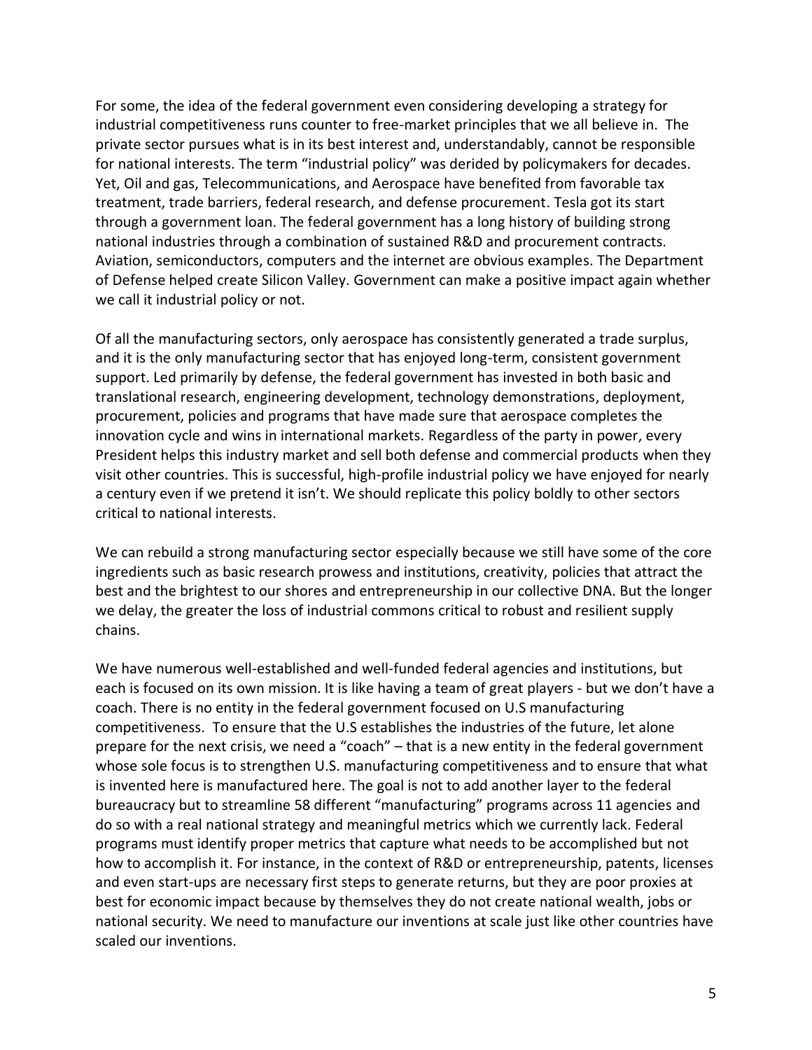For some, the idea of the federal government even considering developing a strategy for industrial competitiveness runs counter to free-market principles that we all believe in. The private sector pursues what is in its best interest and, understandably, cannot be responsible for national interests. The term "industrial policy" was derided by policymakers for decades. Yet, Oil and gas, Telecommunications, and Aerospace have benefited from favorable tax treatment, trade barriers, federal research, and defense procurement. Tesla got its start through a government loan. The federal government has a long history of building strong national industries through a combination of sustained R&D and procurement contracts. Aviation, semiconductors, computers and the internet are obvious examples. The Department of Defense helped create Silicon Valley. Government can make a positive impact again whether we call it industrial policy or not.

Of all the manufacturing sectors, only aerospace has consistently generated a trade surplus, and it is the only manufacturing sector that has enjoyed long-term, consistent government support. Led primarily by defense, the federal government has invested in both basic and translational research, engineering development, technology demonstrations, deployment, procurement, policies and programs that have made sure that aerospace completes the innovation cycle and wins in international markets. Regardless of the party in power, every President helps this industry market and sell both defense and commercial products when they visit other countries. This is successful, high-profile industrial policy we have enjoyed for nearly a century even if we pretend it isn't. We should replicate this policy boldly to other sectors critical to national interests.

We can rebuild a strong manufacturing sector especially because we still have some of the core ingredients such as basic research prowess and institutions, creativity, policies that attract the best and the brightest to our shores and entrepreneurship in our collective DNA. But the longer we delay, the greater the loss of industrial commons critical to robust and resilient supply chains.

We have numerous well-established and well-funded federal agencies and institutions, but each is focused on its own mission. It is like having a team of great players - but we don't have a coach. There is no entity in the federal government focused on U.S manufacturing competitiveness. To ensure that the U.S establishes the industries of the future, let alone prepare for the next crisis, we need a "coach" – that is a new entity in the federal government whose sole focus is to strengthen U.S. manufacturing competitiveness and to ensure that what is invented here is manufactured here. The goal is not to add another layer to the federal bureaucracy but to streamline 58 different "manufacturing" programs across 11 agencies and do so with a real national strategy and meaningful metrics which we currently lack. Federal programs must identify proper metrics that capture what needs to be accomplished but not how to accomplish it. For instance, in the context of R&D or entrepreneurship, patents, licenses and even start-ups are necessary first steps to generate returns, but they are poor proxies at best for economic impact because by themselves they do not create national wealth, jobs or national security. We need to manufacture our inventions at scale just like other countries have scaled our inventions.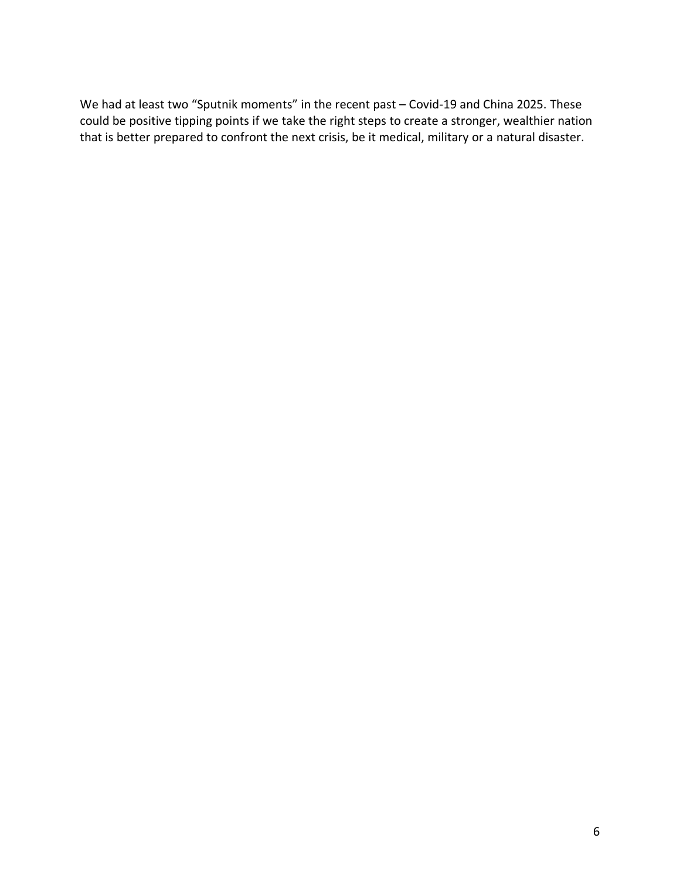We had at least two "Sputnik moments" in the recent past – Covid-19 and China 2025. These could be positive tipping points if we take the right steps to create a stronger, wealthier nation that is better prepared to confront the next crisis, be it medical, military or a natural disaster.